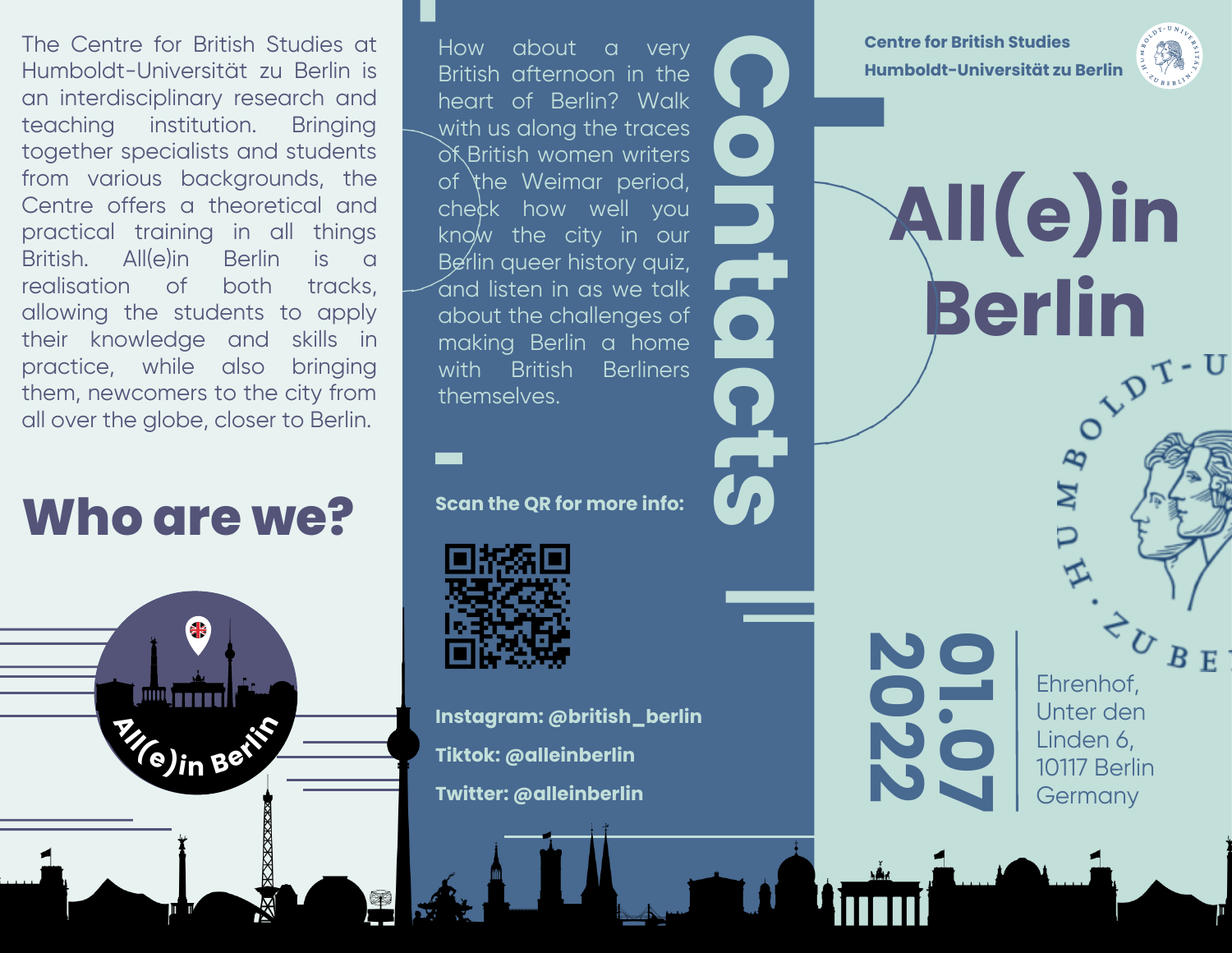## Who are we?

The Centre for British Studies at Humboldt-Universität zu Berlin is an interdisciplinary research and teaching institution. Bringing together specialists and students from various backgrounds, the Centre offers a theoretical and practical training in all things British. All(e)in Berlin is a realisation of both tracks, allowing the students to apply their knowledge and skills in practice, while also bringing them, newcomers to the city from all over the globe, closer to Berlin.

## Contacts

How about a very British afternoon in the heart of Berlin? Walk with us along the traces of British women writers of the Weimar period, check how well you know the city in our Berlin queer history quiz, and listen in as we talk about the challenges of making Berlin a home with British Berliners themselves.

**Scan the QR for more info:**

**Instagram: @british_berlin**

**Tiktok: @alleinberlin**

**Twitter: @alleinberlin**

**Centre for British Studies**
**Humboldt-Universität zu Berlin**

# All(e)in Berlin

**01.07 2022**

Ehrenhof,
Unter den Linden 6,
10117 Berlin
Germany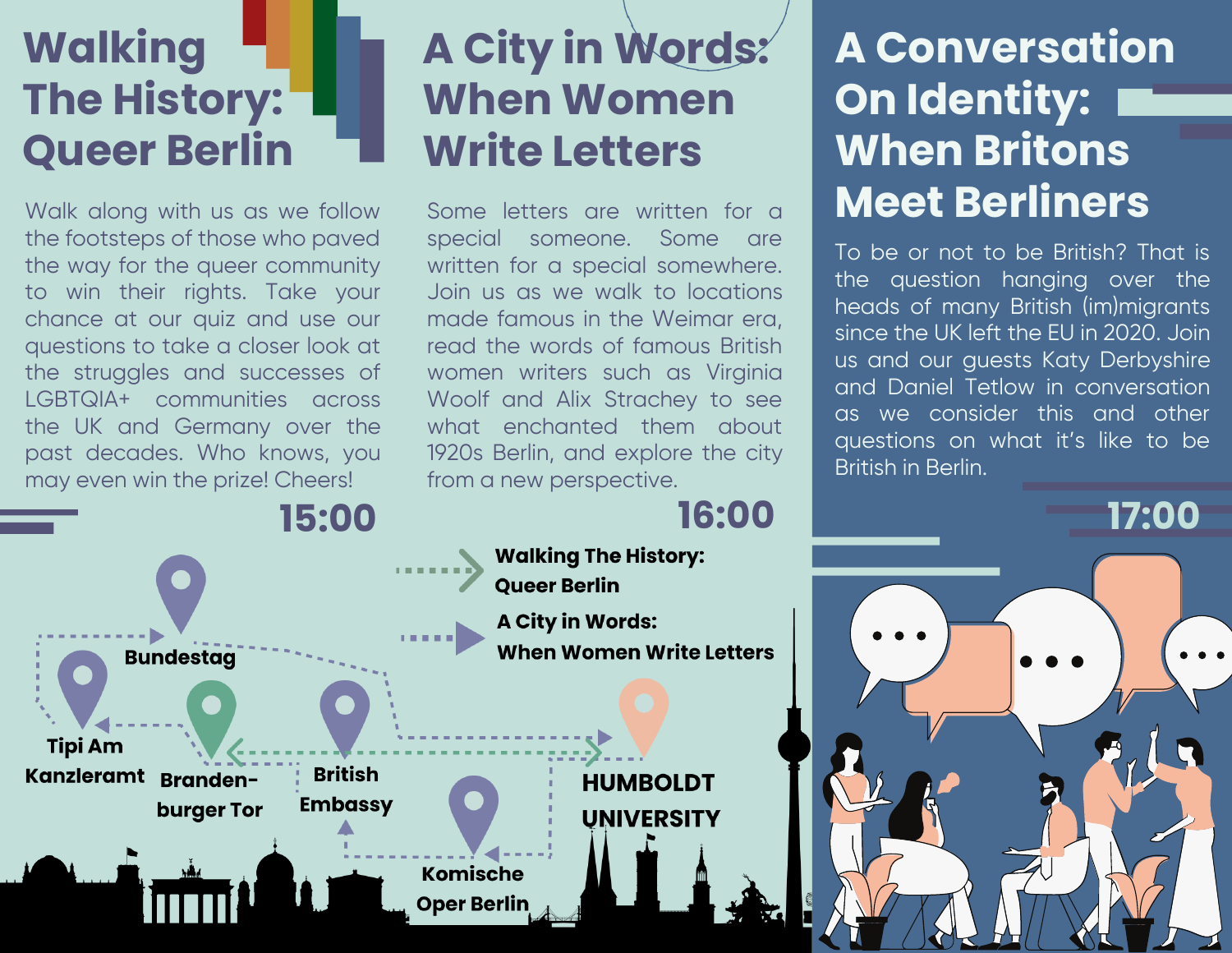# Walking The History: Queer Berlin

Walk along with us as we follow the footsteps of those who paved the way for the queer community to win their rights. Take your chance at our quiz and use our questions to take a closer look at the struggles and successes of LGBTQIA+ communities across the UK and Germany over the past decades. Who knows, you may even win the prize! Cheers!

**15:00**

# A City in Words: When Women Write Letters

Some letters are written for a special someone. Some are written for a special somewhere. Join us as we walk to locations made famous in the Weimar era, read the words of famous British women writers such as Virginia Woolf and Alix Strachey to see what enchanted them about 1920s Berlin, and explore the city from a new perspective.

**16:00**

# A Conversation On Identity: When Britons Meet Berliners

To be or not to be British? That is the question hanging over the heads of many British (im)migrants since the UK left the EU in 2020. Join us and our guests Katy Derbyshire and Daniel Tetlow in conversation as we consider this and other questions on what it's like to be British in Berlin.

**17:00**

Walking The History: Queer Berlin

A City in Words: When Women Write Letters

Bundestag

Tipi Am Kanzleramt

Branden-burger Tor

British Embassy

Komische Oper Berlin

HUMBOLDT UNIVERSITY